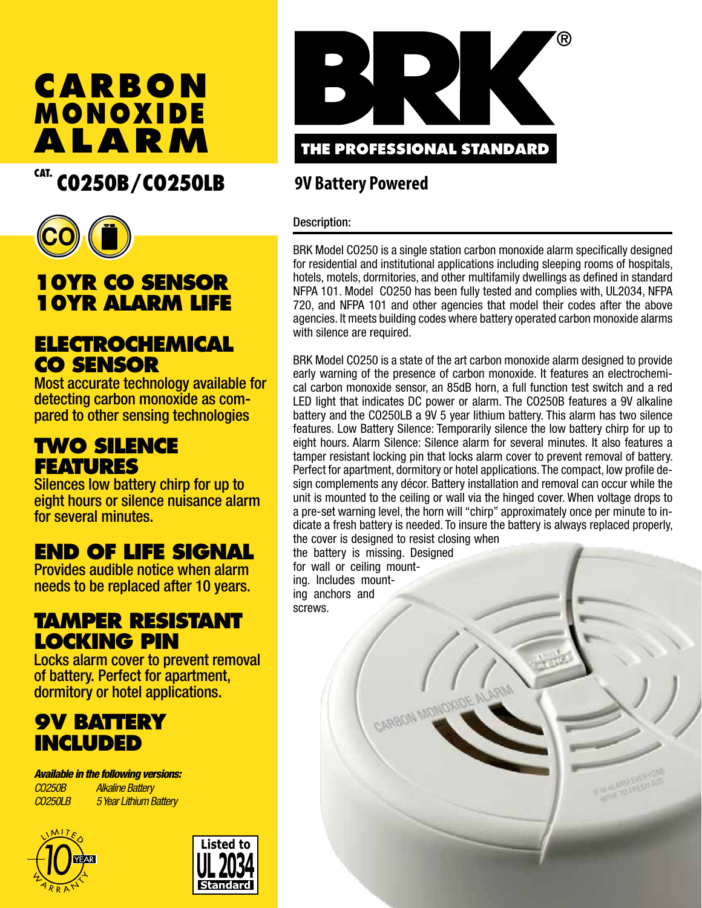# CARBON MONOXIDE ALARM

CAT. **CO250B/CO250LB**

CO

## 10YR CO SENSOR 10YR ALARM LIFE

## ELECTROCHEMICAL CO SENSOR

Most accurate technology available for detecting carbon monoxide as compared to other sensing technologies

## TWO SILENCE FEATURES

Silences low battery chirp for up to eight hours or silence nuisance alarm for several minutes.

## END OF LIFE SIGNAL

Provides audible notice when alarm needs to be replaced after 10 years.

## TAMPER RESISTANT LOCKING PIN

Locks alarm cover to prevent removal of battery. Perfect for apartment, dormitory or hotel applications.

## 9V BATTERY INCLUDED

***Available in the following versions:***

*CO250B* *Alkaline Battery*
*CO250LB* *5 Year Lithium Battery*

LIMITED 10 YEAR WARRANTY

Listed to UL 2034 Standard

BRK®

THE PROFESSIONAL STANDARD

## 9V Battery Powered

### Description:

BRK Model CO250 is a single station carbon monoxide alarm specifically designed for residential and institutional applications including sleeping rooms of hospitals, hotels, motels, dormitories, and other multifamily dwellings as defined in standard NFPA 101. Model CO250 has been fully tested and complies with, UL2034, NFPA 720, and NFPA 101 and other agencies that model their codes after the above agencies. It meets building codes where battery operated carbon monoxide alarms with silence are required.

BRK Model CO250 is a state of the art carbon monoxide alarm designed to provide early warning of the presence of carbon monoxide. It features an electrochemical carbon monoxide sensor, an 85dB horn, a full function test switch and a red LED light that indicates DC power or alarm. The CO250B features a 9V alkaline battery and the CO250LB a 9V 5 year lithium battery. This alarm has two silence features. Low Battery Silence: Temporarily silence the low battery chirp for up to eight hours. Alarm Silence: Silence alarm for several minutes. It also features a tamper resistant locking pin that locks alarm cover to prevent removal of battery. Perfect for apartment, dormitory or hotel applications. The compact, low profile design complements any décor. Battery installation and removal can occur while the unit is mounted to the ceiling or wall via the hinged cover. When voltage drops to a pre-set warning level, the horn will "chirp" approximately once per minute to indicate a fresh battery is needed. To insure the battery is always replaced properly, the cover is designed to resist closing when the battery is missing. Designed for wall or ceiling mounting. Includes mounting anchors and screws.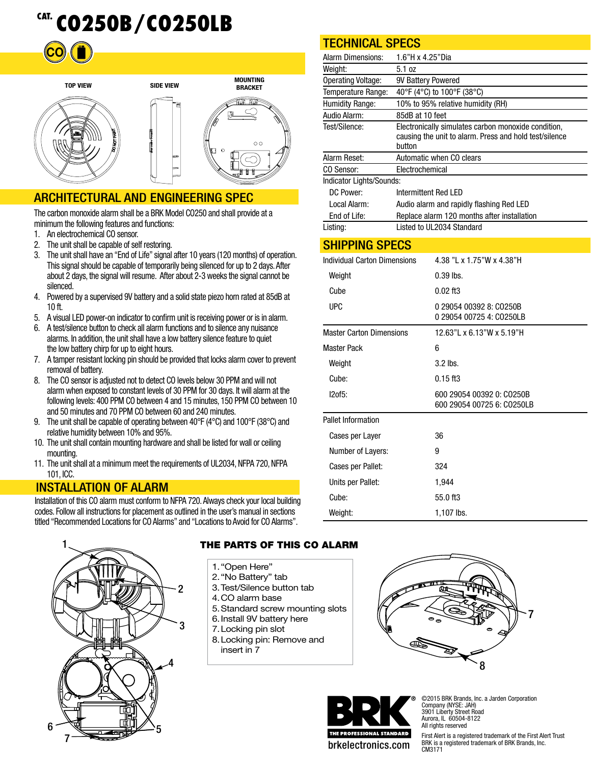# CAT. CO250B/CO250LB

TOP VIEW

SIDE VIEW

MOUNTING BRACKET

## ARCHITECTURAL AND ENGINEERING SPEC

The carbon monoxide alarm shall be a BRK Model CO250 and shall provide at a minimum the following features and functions:

1. An electrochemical CO sensor.
2. The unit shall be capable of self restoring.
3. The unit shall have an "End of Life" signal after 10 years (120 months) of operation. This signal should be capable of temporarily being silenced for up to 2 days. After about 2 days, the signal will resume. After about 2-3 weeks the signal cannot be silenced.
4. Powered by a supervised 9V battery and a solid state piezo horn rated at 85dB at 10 ft.
5. A visual LED power-on indicator to confirm unit is receiving power or is in alarm.
6. A test/silence button to check all alarm functions and to silence any nuisance alarms. In addition, the unit shall have a low battery silence feature to quiet the low battery chirp for up to eight hours.
7. A tamper resistant locking pin should be provided that locks alarm cover to prevent removal of battery.
8. The CO sensor is adjusted not to detect CO levels below 30 PPM and will not alarm when exposed to constant levels of 30 PPM for 30 days. It will alarm at the following levels: 400 PPM CO between 4 and 15 minutes, 150 PPM CO between 10 and 50 minutes and 70 PPM CO between 60 and 240 minutes.
9. The unit shall be capable of operating between 40°F (4°C) and 100°F (38°C) and relative humidity between 10% and 95%.
10. The unit shall contain mounting hardware and shall be listed for wall or ceiling mounting.
11. The unit shall at a minimum meet the requirements of UL2034, NFPA 720, NFPA 101, ICC.

## INSTALLATION OF ALARM

Installation of this CO alarm must conform to NFPA 720. Always check your local building codes. Follow all instructions for placement as outlined in the user's manual in sections titled "Recommended Locations for CO Alarms" and "Locations to Avoid for CO Alarms".

## TECHNICAL SPECS

| | |
|---|---|
| Alarm Dimensions: | 1.6"H x 4.25"Dia |
| Weight: | 5.1 oz |
| Operating Voltage: | 9V Battery Powered |
| Temperature Range: | 40°F (4°C) to 100°F (38°C) |
| Humidity Range: | 10% to 95% relative humidity (RH) |
| Audio Alarm: | 85dB at 10 feet |
| Test/Silence: | Electronically simulates carbon monoxide condition, causing the unit to alarm. Press and hold test/silence button |
| Alarm Reset: | Automatic when CO clears |
| CO Sensor: | Electrochemical |
| Indicator Lights/Sounds: | |
| DC Power: | Intermittent Red LED |
| Local Alarm: | Audio alarm and rapidly flashing Red LED |
| End of Life: | Replace alarm 120 months after installation |
| Listing: | Listed to UL2034 Standard |

## SHIPPING SPECS

| | |
|---|---|
| Individual Carton Dimensions | 4.38 "L x 1.75"W x 4.38"H |
| Weight | 0.39 lbs. |
| Cube | 0.02 ft3 |
| UPC | 0 29054 00392 8: CO250B<br>0 29054 00725 4: CO250LB |
| Master Carton Dimensions | 12.63"L x 6.13"W x 5.19"H |
| Master Pack | 6 |
| Weight | 3.2 lbs. |
| Cube: | 0.15 ft3 |
| I2of5: | 600 29054 00392 0: CO250B<br>600 29054 00725 6: CO250LB |
| Pallet Information | |
| Cases per Layer | 36 |
| Number of Layers: | 9 |
| Cases per Pallet: | 324 |
| Units per Pallet: | 1,944 |
| Cube: | 55.0 ft3 |
| Weight: | 1,107 lbs. |

## THE PARTS OF THIS CO ALARM

1. "Open Here"
2. "No Battery" tab
3. Test/Silence button tab
4. CO alarm base
5. Standard screw mounting slots
6. Install 9V battery here
7. Locking pin slot
8. Locking pin: Remove and insert in 7

BRK® THE PROFESSIONAL STANDARD
brkelectronics.com

©2015 BRK Brands, Inc. a Jarden Corporation Company (NYSE: JAH)
3901 Liberty Street Road
Aurora, IL 60504-8122
All rights reserved

First Alert is a registered trademark of the First Alert Trust
BRK is a registered trademark of BRK Brands, Inc.
CM3171